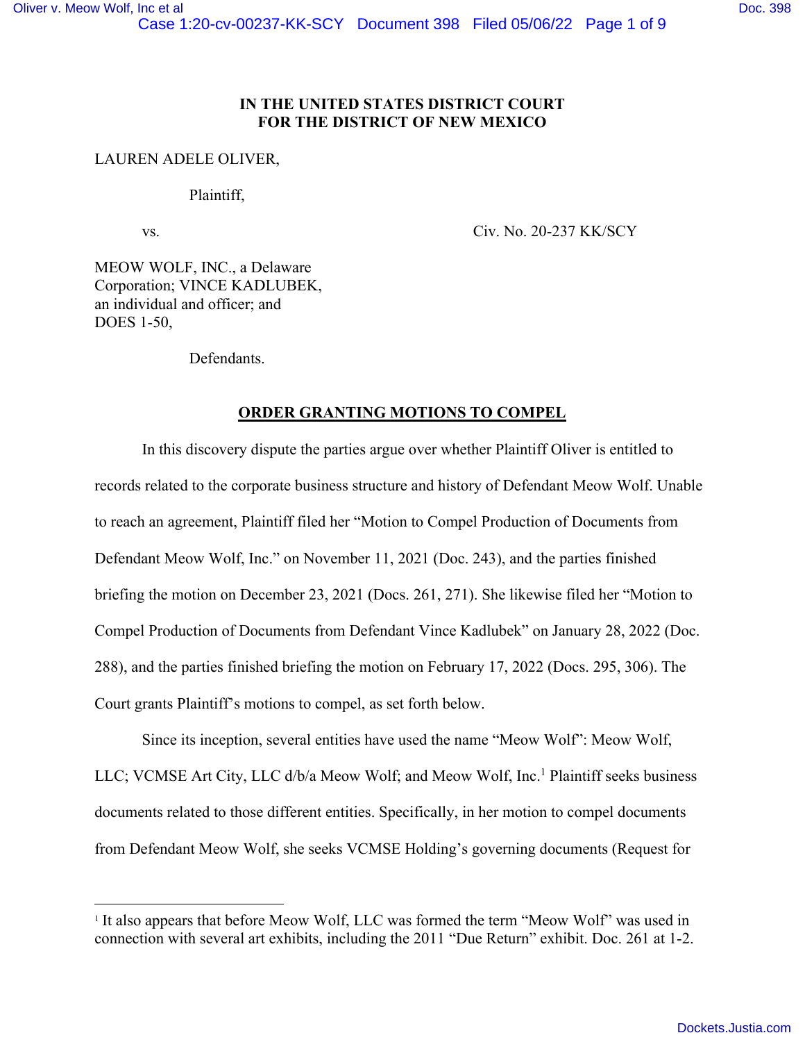IN THE UNITED STATES DISTRICT COURT
FOR THE DISTRICT OF NEW MEXICO

LAUREN ADELE OLIVER,

Plaintiff,

vs. Civ. No. 20-237 KK/SCY

MEOW WOLF, INC., a Delaware Corporation; VINCE KADLUBEK, an individual and officer; and DOES 1-50,

Defendants.

**ORDER GRANTING MOTIONS TO COMPEL**

In this discovery dispute the parties argue over whether Plaintiff Oliver is entitled to records related to the corporate business structure and history of Defendant Meow Wolf. Unable to reach an agreement, Plaintiff filed her "Motion to Compel Production of Documents from Defendant Meow Wolf, Inc." on November 11, 2021 (Doc. 243), and the parties finished briefing the motion on December 23, 2021 (Docs. 261, 271). She likewise filed her "Motion to Compel Production of Documents from Defendant Vince Kadlubek" on January 28, 2022 (Doc. 288), and the parties finished briefing the motion on February 17, 2022 (Docs. 295, 306). The Court grants Plaintiff's motions to compel, as set forth below.

Since its inception, several entities have used the name "Meow Wolf": Meow Wolf, LLC; VCMSE Art City, LLC d/b/a Meow Wolf; and Meow Wolf, Inc.[1] Plaintiff seeks business documents related to those different entities. Specifically, in her motion to compel documents from Defendant Meow Wolf, she seeks VCMSE Holding's governing documents (Request for

[1] It also appears that before Meow Wolf, LLC was formed the term "Meow Wolf" was used in connection with several art exhibits, including the 2011 "Due Return" exhibit. Doc. 261 at 1-2.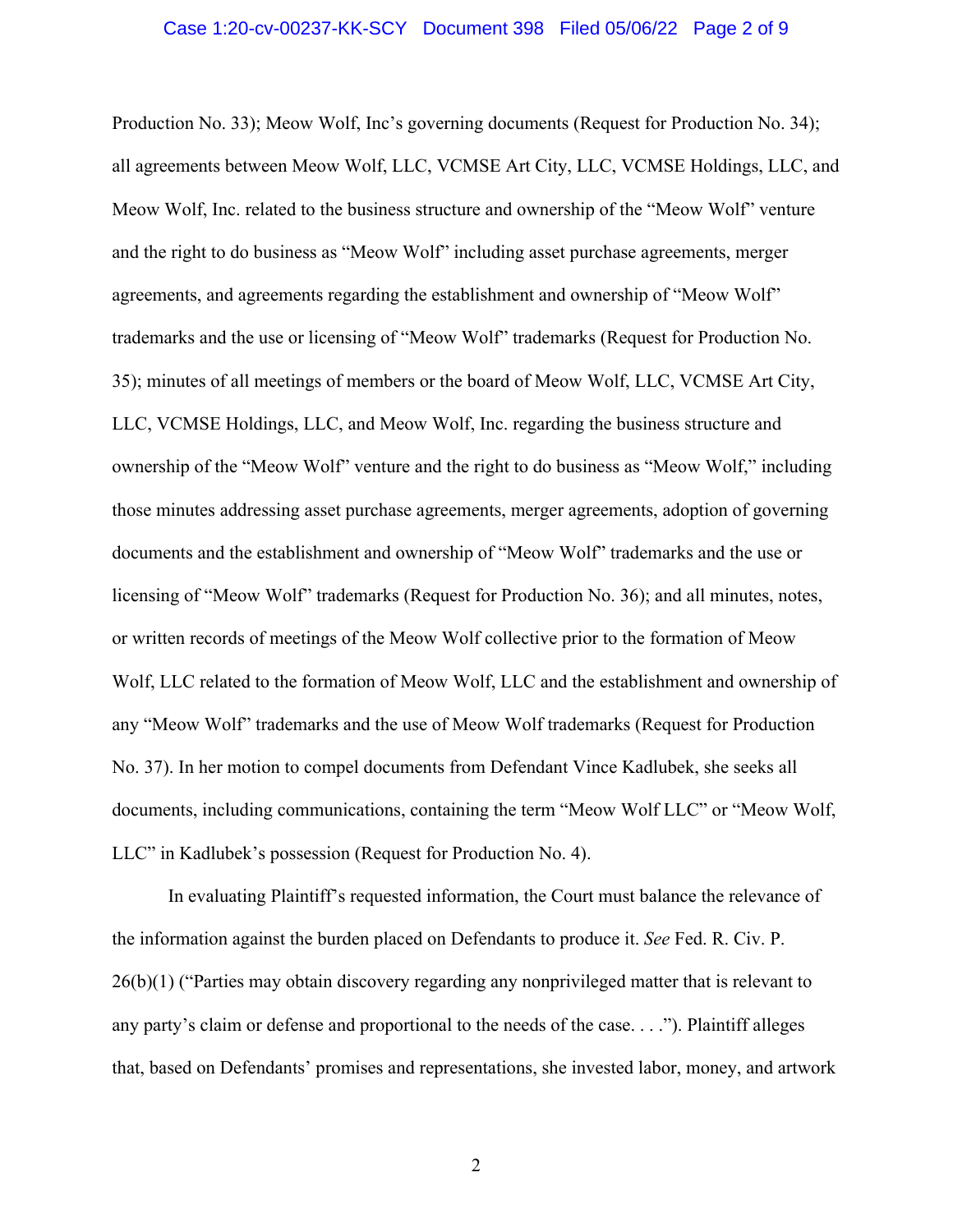Production No. 33); Meow Wolf, Inc's governing documents (Request for Production No. 34); all agreements between Meow Wolf, LLC, VCMSE Art City, LLC, VCMSE Holdings, LLC, and Meow Wolf, Inc. related to the business structure and ownership of the "Meow Wolf" venture and the right to do business as "Meow Wolf" including asset purchase agreements, merger agreements, and agreements regarding the establishment and ownership of "Meow Wolf" trademarks and the use or licensing of "Meow Wolf" trademarks (Request for Production No. 35); minutes of all meetings of members or the board of Meow Wolf, LLC, VCMSE Art City, LLC, VCMSE Holdings, LLC, and Meow Wolf, Inc. regarding the business structure and ownership of the "Meow Wolf" venture and the right to do business as "Meow Wolf," including those minutes addressing asset purchase agreements, merger agreements, adoption of governing documents and the establishment and ownership of "Meow Wolf" trademarks and the use or licensing of "Meow Wolf" trademarks (Request for Production No. 36); and all minutes, notes, or written records of meetings of the Meow Wolf collective prior to the formation of Meow Wolf, LLC related to the formation of Meow Wolf, LLC and the establishment and ownership of any "Meow Wolf" trademarks and the use of Meow Wolf trademarks (Request for Production No. 37). In her motion to compel documents from Defendant Vince Kadlubek, she seeks all documents, including communications, containing the term "Meow Wolf LLC" or "Meow Wolf, LLC" in Kadlubek's possession (Request for Production No. 4).

In evaluating Plaintiff's requested information, the Court must balance the relevance of the information against the burden placed on Defendants to produce it. *See* Fed. R. Civ. P. 26(b)(1) ("Parties may obtain discovery regarding any nonprivileged matter that is relevant to any party's claim or defense and proportional to the needs of the case. . . ."). Plaintiff alleges that, based on Defendants' promises and representations, she invested labor, money, and artwork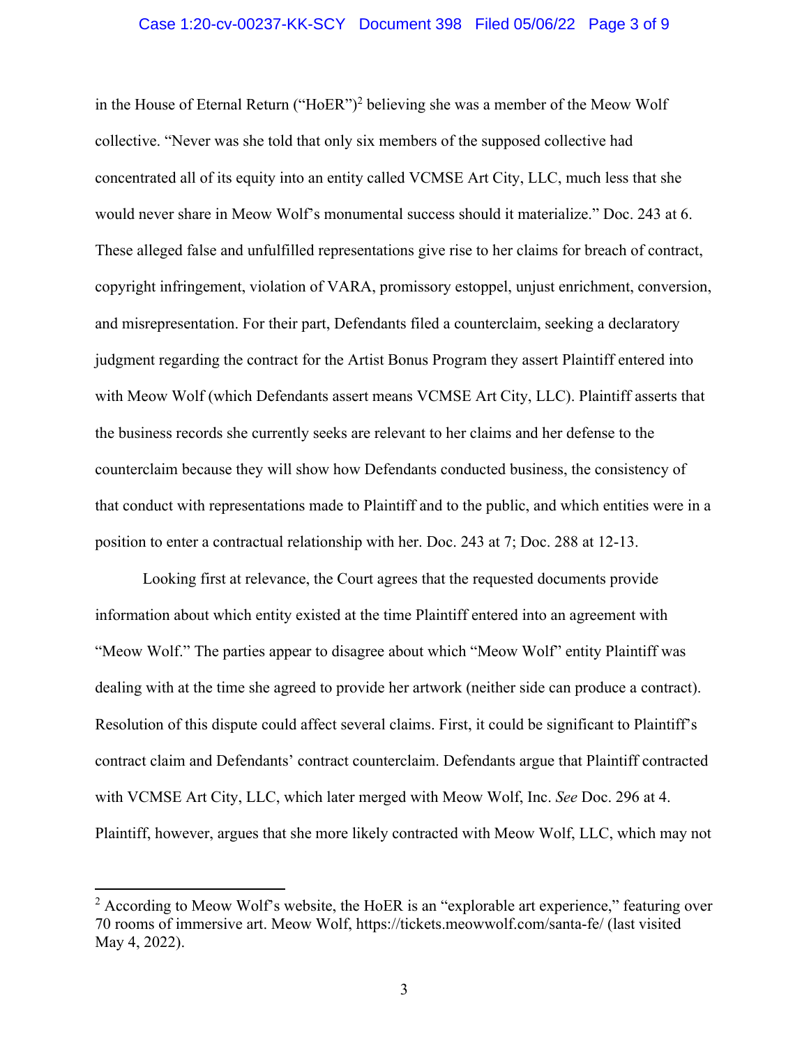in the House of Eternal Return ("HoER")[2] believing she was a member of the Meow Wolf collective. "Never was she told that only six members of the supposed collective had concentrated all of its equity into an entity called VCMSE Art City, LLC, much less that she would never share in Meow Wolf's monumental success should it materialize." Doc. 243 at 6. These alleged false and unfulfilled representations give rise to her claims for breach of contract, copyright infringement, violation of VARA, promissory estoppel, unjust enrichment, conversion, and misrepresentation. For their part, Defendants filed a counterclaim, seeking a declaratory judgment regarding the contract for the Artist Bonus Program they assert Plaintiff entered into with Meow Wolf (which Defendants assert means VCMSE Art City, LLC). Plaintiff asserts that the business records she currently seeks are relevant to her claims and her defense to the counterclaim because they will show how Defendants conducted business, the consistency of that conduct with representations made to Plaintiff and to the public, and which entities were in a position to enter a contractual relationship with her. Doc. 243 at 7; Doc. 288 at 12-13.

Looking first at relevance, the Court agrees that the requested documents provide information about which entity existed at the time Plaintiff entered into an agreement with "Meow Wolf." The parties appear to disagree about which "Meow Wolf" entity Plaintiff was dealing with at the time she agreed to provide her artwork (neither side can produce a contract). Resolution of this dispute could affect several claims. First, it could be significant to Plaintiff's contract claim and Defendants' contract counterclaim. Defendants argue that Plaintiff contracted with VCMSE Art City, LLC, which later merged with Meow Wolf, Inc. *See* Doc. 296 at 4. Plaintiff, however, argues that she more likely contracted with Meow Wolf, LLC, which may not

[2] According to Meow Wolf's website, the HoER is an "explorable art experience," featuring over 70 rooms of immersive art. Meow Wolf, https://tickets.meowwolf.com/santa-fe/ (last visited May 4, 2022).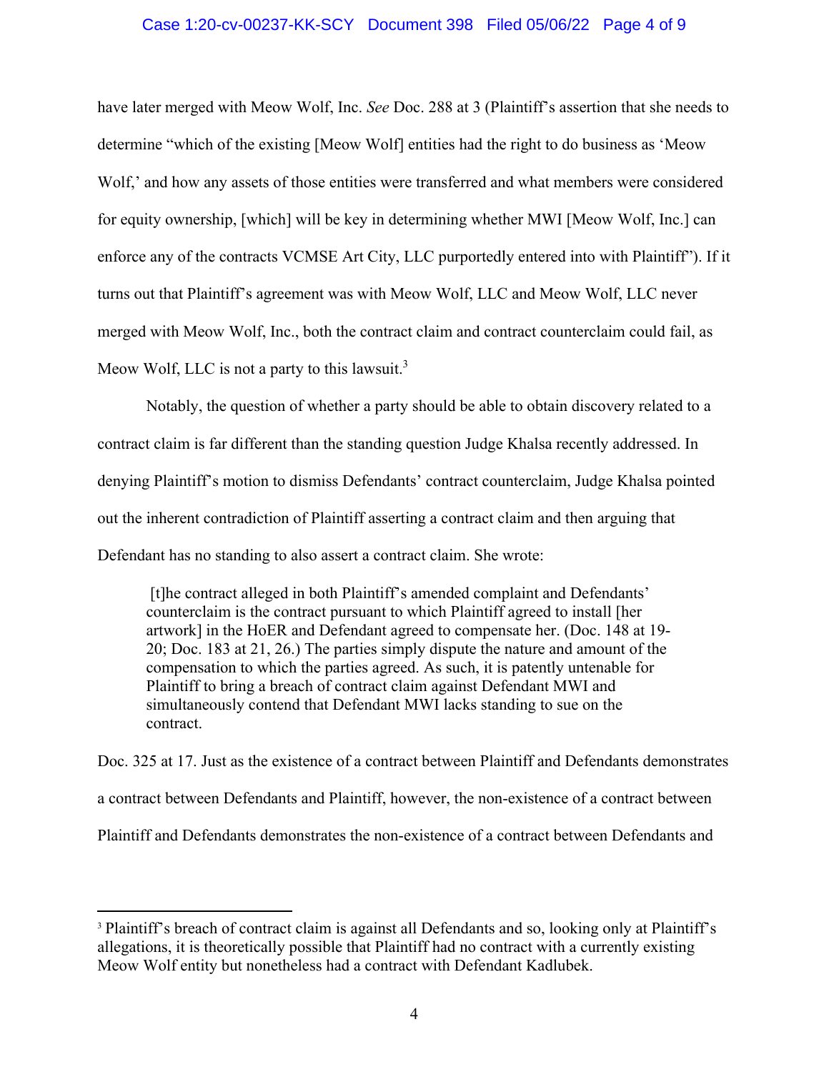have later merged with Meow Wolf, Inc. *See* Doc. 288 at 3 (Plaintiff's assertion that she needs to determine "which of the existing [Meow Wolf] entities had the right to do business as 'Meow Wolf,' and how any assets of those entities were transferred and what members were considered for equity ownership, [which] will be key in determining whether MWI [Meow Wolf, Inc.] can enforce any of the contracts VCMSE Art City, LLC purportedly entered into with Plaintiff"). If it turns out that Plaintiff's agreement was with Meow Wolf, LLC and Meow Wolf, LLC never merged with Meow Wolf, Inc., both the contract claim and contract counterclaim could fail, as Meow Wolf, LLC is not a party to this lawsuit.[3]

Notably, the question of whether a party should be able to obtain discovery related to a contract claim is far different than the standing question Judge Khalsa recently addressed. In denying Plaintiff's motion to dismiss Defendants' contract counterclaim, Judge Khalsa pointed out the inherent contradiction of Plaintiff asserting a contract claim and then arguing that Defendant has no standing to also assert a contract claim. She wrote:

> [t]he contract alleged in both Plaintiff's amended complaint and Defendants' counterclaim is the contract pursuant to which Plaintiff agreed to install [her artwork] in the HoER and Defendant agreed to compensate her. (Doc. 148 at 19-20; Doc. 183 at 21, 26.) The parties simply dispute the nature and amount of the compensation to which the parties agreed. As such, it is patently untenable for Plaintiff to bring a breach of contract claim against Defendant MWI and simultaneously contend that Defendant MWI lacks standing to sue on the contract.

Doc. 325 at 17. Just as the existence of a contract between Plaintiff and Defendants demonstrates a contract between Defendants and Plaintiff, however, the non-existence of a contract between Plaintiff and Defendants demonstrates the non-existence of a contract between Defendants and

---

[3] Plaintiff's breach of contract claim is against all Defendants and so, looking only at Plaintiff's allegations, it is theoretically possible that Plaintiff had no contract with a currently existing Meow Wolf entity but nonetheless had a contract with Defendant Kadlubek.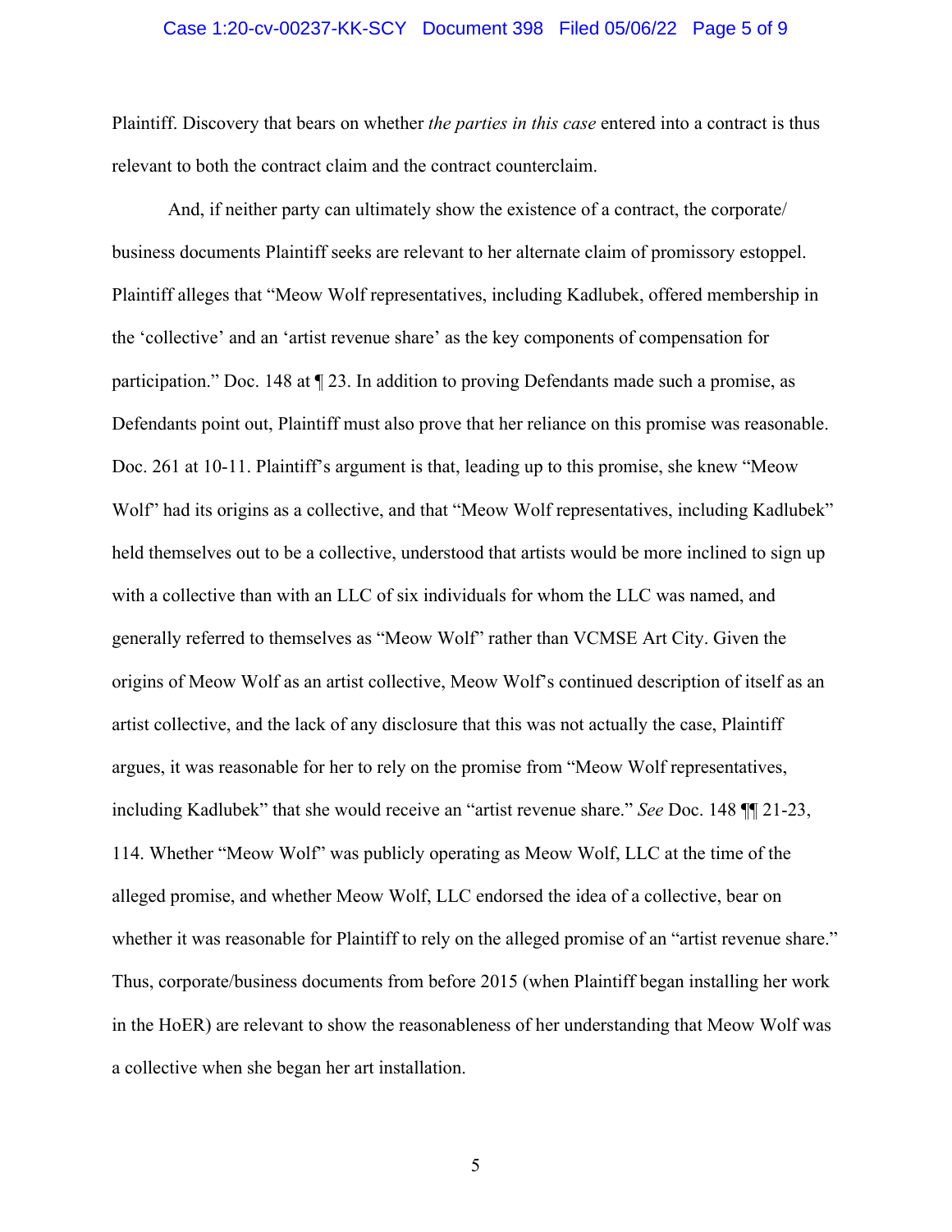Plaintiff. Discovery that bears on whether *the parties in this case* entered into a contract is thus relevant to both the contract claim and the contract counterclaim.

And, if neither party can ultimately show the existence of a contract, the corporate/ business documents Plaintiff seeks are relevant to her alternate claim of promissory estoppel. Plaintiff alleges that "Meow Wolf representatives, including Kadlubek, offered membership in the 'collective' and an 'artist revenue share' as the key components of compensation for participation." Doc. 148 at ¶ 23. In addition to proving Defendants made such a promise, as Defendants point out, Plaintiff must also prove that her reliance on this promise was reasonable. Doc. 261 at 10-11. Plaintiff's argument is that, leading up to this promise, she knew "Meow Wolf" had its origins as a collective, and that "Meow Wolf representatives, including Kadlubek" held themselves out to be a collective, understood that artists would be more inclined to sign up with a collective than with an LLC of six individuals for whom the LLC was named, and generally referred to themselves as "Meow Wolf" rather than VCMSE Art City. Given the origins of Meow Wolf as an artist collective, Meow Wolf's continued description of itself as an artist collective, and the lack of any disclosure that this was not actually the case, Plaintiff argues, it was reasonable for her to rely on the promise from "Meow Wolf representatives, including Kadlubek" that she would receive an "artist revenue share." *See* Doc. 148 ¶¶ 21-23, 114. Whether "Meow Wolf" was publicly operating as Meow Wolf, LLC at the time of the alleged promise, and whether Meow Wolf, LLC endorsed the idea of a collective, bear on whether it was reasonable for Plaintiff to rely on the alleged promise of an "artist revenue share." Thus, corporate/business documents from before 2015 (when Plaintiff began installing her work in the HoER) are relevant to show the reasonableness of her understanding that Meow Wolf was a collective when she began her art installation.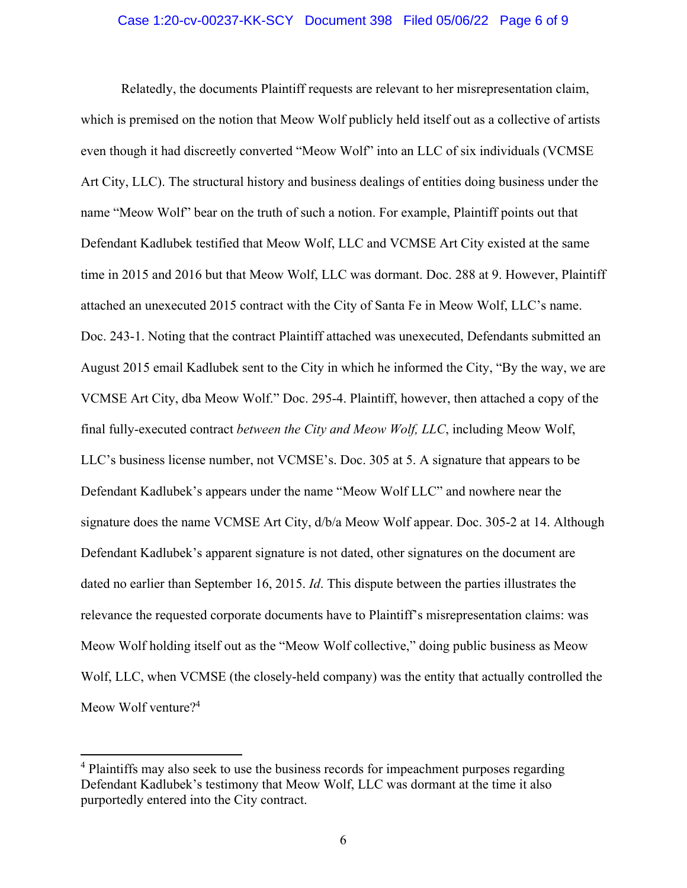Relatedly, the documents Plaintiff requests are relevant to her misrepresentation claim, which is premised on the notion that Meow Wolf publicly held itself out as a collective of artists even though it had discreetly converted "Meow Wolf" into an LLC of six individuals (VCMSE Art City, LLC). The structural history and business dealings of entities doing business under the name "Meow Wolf" bear on the truth of such a notion. For example, Plaintiff points out that Defendant Kadlubek testified that Meow Wolf, LLC and VCMSE Art City existed at the same time in 2015 and 2016 but that Meow Wolf, LLC was dormant. Doc. 288 at 9. However, Plaintiff attached an unexecuted 2015 contract with the City of Santa Fe in Meow Wolf, LLC's name. Doc. 243-1. Noting that the contract Plaintiff attached was unexecuted, Defendants submitted an August 2015 email Kadlubek sent to the City in which he informed the City, "By the way, we are VCMSE Art City, dba Meow Wolf." Doc. 295-4. Plaintiff, however, then attached a copy of the final fully-executed contract *between the City and Meow Wolf, LLC*, including Meow Wolf, LLC's business license number, not VCMSE's. Doc. 305 at 5. A signature that appears to be Defendant Kadlubek's appears under the name "Meow Wolf LLC" and nowhere near the signature does the name VCMSE Art City, d/b/a Meow Wolf appear. Doc. 305-2 at 14. Although Defendant Kadlubek's apparent signature is not dated, other signatures on the document are dated no earlier than September 16, 2015. *Id*. This dispute between the parties illustrates the relevance the requested corporate documents have to Plaintiff's misrepresentation claims: was Meow Wolf holding itself out as the "Meow Wolf collective," doing public business as Meow Wolf, LLC, when VCMSE (the closely-held company) was the entity that actually controlled the Meow Wolf venture?[4]

[4] Plaintiffs may also seek to use the business records for impeachment purposes regarding Defendant Kadlubek's testimony that Meow Wolf, LLC was dormant at the time it also purportedly entered into the City contract.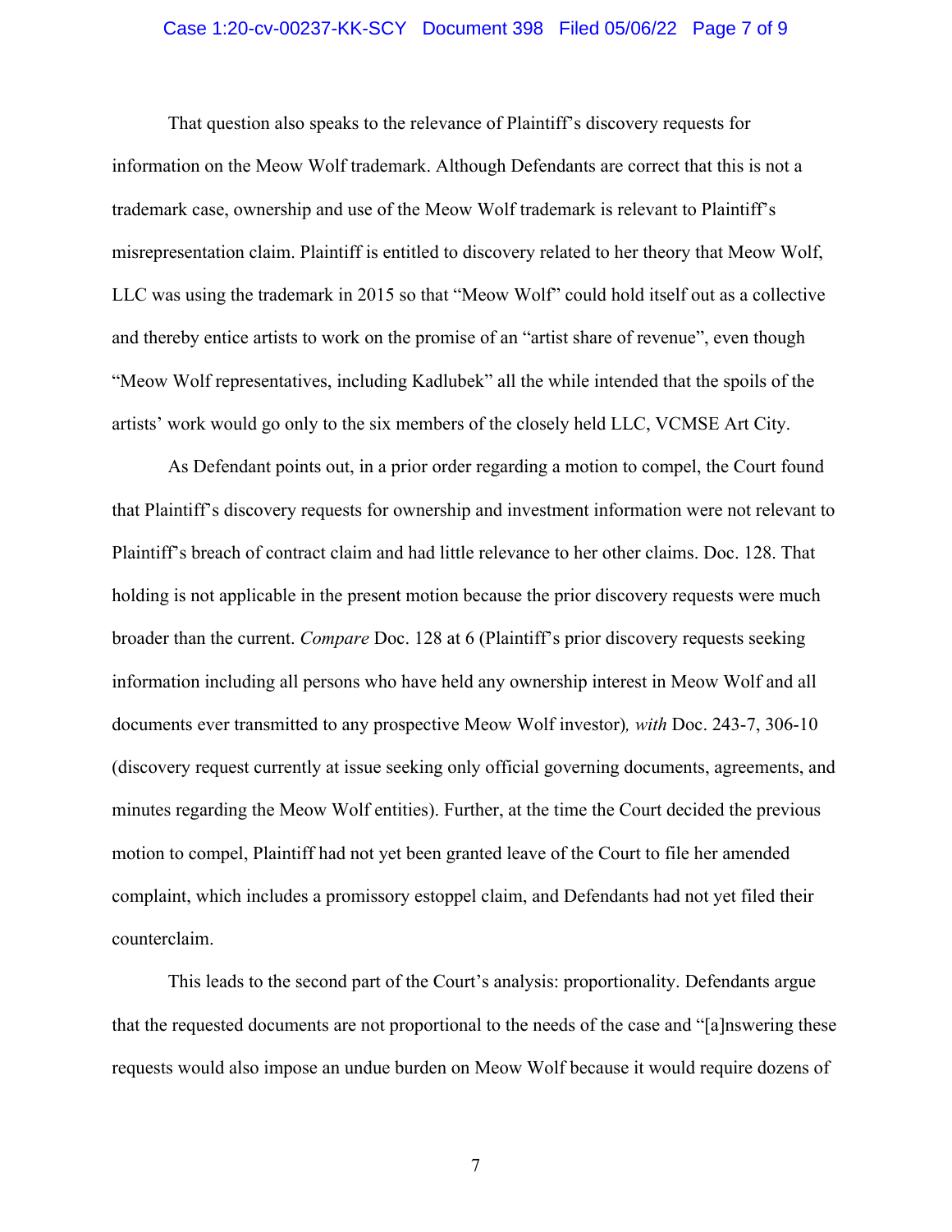That question also speaks to the relevance of Plaintiff's discovery requests for information on the Meow Wolf trademark. Although Defendants are correct that this is not a trademark case, ownership and use of the Meow Wolf trademark is relevant to Plaintiff's misrepresentation claim. Plaintiff is entitled to discovery related to her theory that Meow Wolf, LLC was using the trademark in 2015 so that "Meow Wolf" could hold itself out as a collective and thereby entice artists to work on the promise of an "artist share of revenue", even though "Meow Wolf representatives, including Kadlubek" all the while intended that the spoils of the artists' work would go only to the six members of the closely held LLC, VCMSE Art City.

As Defendant points out, in a prior order regarding a motion to compel, the Court found that Plaintiff's discovery requests for ownership and investment information were not relevant to Plaintiff's breach of contract claim and had little relevance to her other claims. Doc. 128. That holding is not applicable in the present motion because the prior discovery requests were much broader than the current. *Compare* Doc. 128 at 6 (Plaintiff's prior discovery requests seeking information including all persons who have held any ownership interest in Meow Wolf and all documents ever transmitted to any prospective Meow Wolf investor)*, with* Doc. 243-7, 306-10 (discovery request currently at issue seeking only official governing documents, agreements, and minutes regarding the Meow Wolf entities). Further, at the time the Court decided the previous motion to compel, Plaintiff had not yet been granted leave of the Court to file her amended complaint, which includes a promissory estoppel claim, and Defendants had not yet filed their counterclaim.

This leads to the second part of the Court's analysis: proportionality. Defendants argue that the requested documents are not proportional to the needs of the case and "[a]nswering these requests would also impose an undue burden on Meow Wolf because it would require dozens of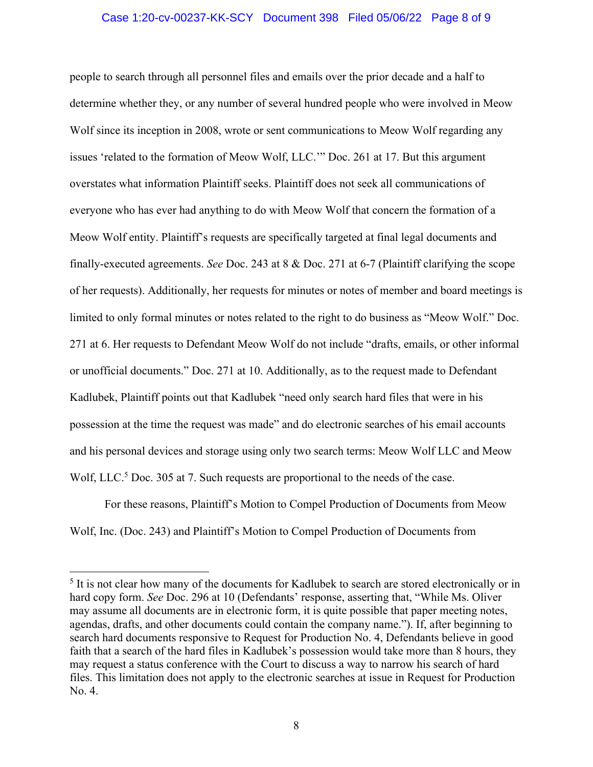people to search through all personnel files and emails over the prior decade and a half to determine whether they, or any number of several hundred people who were involved in Meow Wolf since its inception in 2008, wrote or sent communications to Meow Wolf regarding any issues 'related to the formation of Meow Wolf, LLC.'" Doc. 261 at 17. But this argument overstates what information Plaintiff seeks. Plaintiff does not seek all communications of everyone who has ever had anything to do with Meow Wolf that concern the formation of a Meow Wolf entity. Plaintiff's requests are specifically targeted at final legal documents and finally-executed agreements. *See* Doc. 243 at 8 & Doc. 271 at 6-7 (Plaintiff clarifying the scope of her requests). Additionally, her requests for minutes or notes of member and board meetings is limited to only formal minutes or notes related to the right to do business as "Meow Wolf." Doc. 271 at 6. Her requests to Defendant Meow Wolf do not include "drafts, emails, or other informal or unofficial documents." Doc. 271 at 10. Additionally, as to the request made to Defendant Kadlubek, Plaintiff points out that Kadlubek "need only search hard files that were in his possession at the time the request was made" and do electronic searches of his email accounts and his personal devices and storage using only two search terms: Meow Wolf LLC and Meow Wolf, LLC.[5] Doc. 305 at 7. Such requests are proportional to the needs of the case.

For these reasons, Plaintiff's Motion to Compel Production of Documents from Meow Wolf, Inc. (Doc. 243) and Plaintiff's Motion to Compel Production of Documents from

---

[5] It is not clear how many of the documents for Kadlubek to search are stored electronically or in hard copy form. *See* Doc. 296 at 10 (Defendants' response, asserting that, "While Ms. Oliver may assume all documents are in electronic form, it is quite possible that paper meeting notes, agendas, drafts, and other documents could contain the company name."). If, after beginning to search hard documents responsive to Request for Production No. 4, Defendants believe in good faith that a search of the hard files in Kadlubek's possession would take more than 8 hours, they may request a status conference with the Court to discuss a way to narrow his search of hard files. This limitation does not apply to the electronic searches at issue in Request for Production No. 4.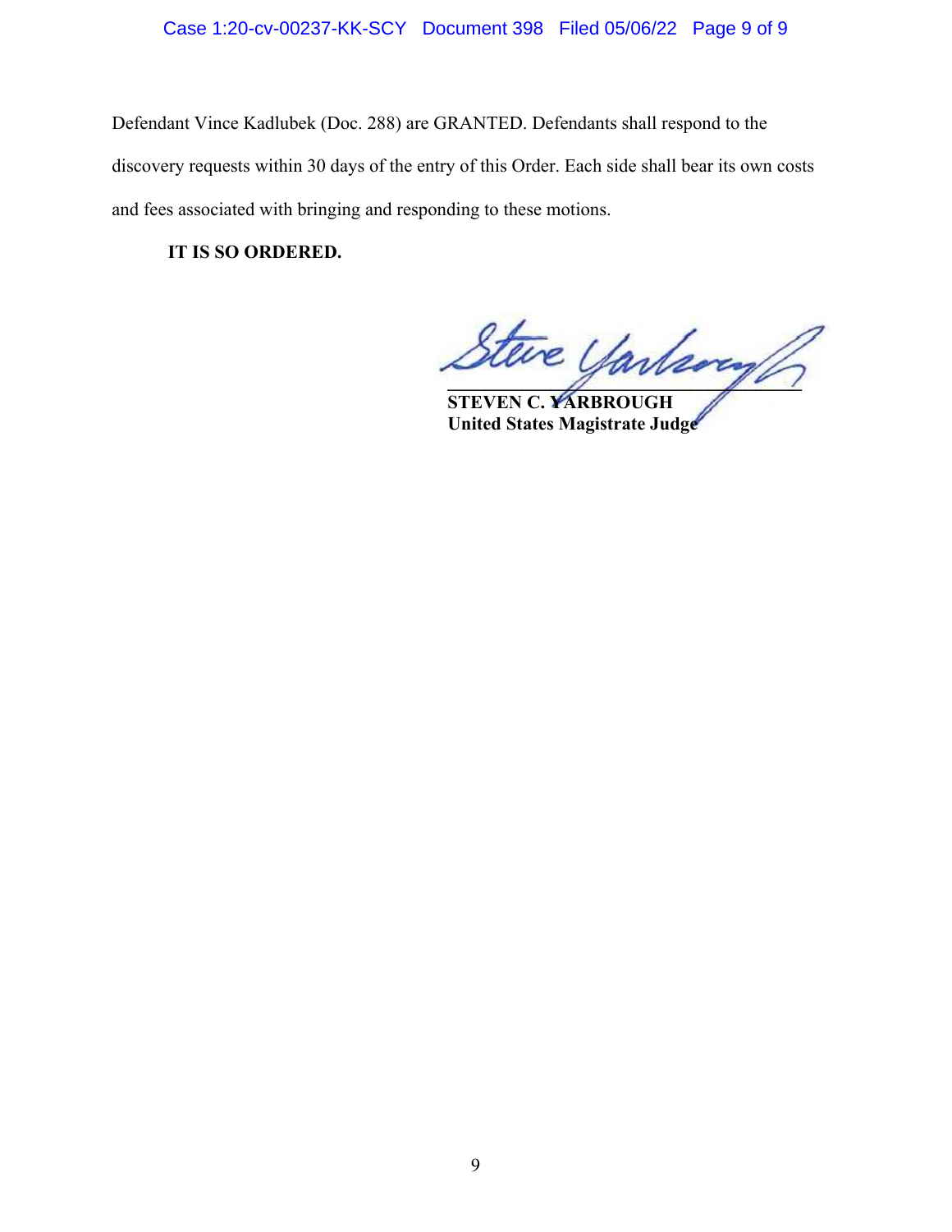Defendant Vince Kadlubek (Doc. 288) are GRANTED. Defendants shall respond to the discovery requests within 30 days of the entry of this Order. Each side shall bear its own costs and fees associated with bringing and responding to these motions.

**IT IS SO ORDERED.**

**STEVEN C. YARBROUGH**
**United States Magistrate Judge**